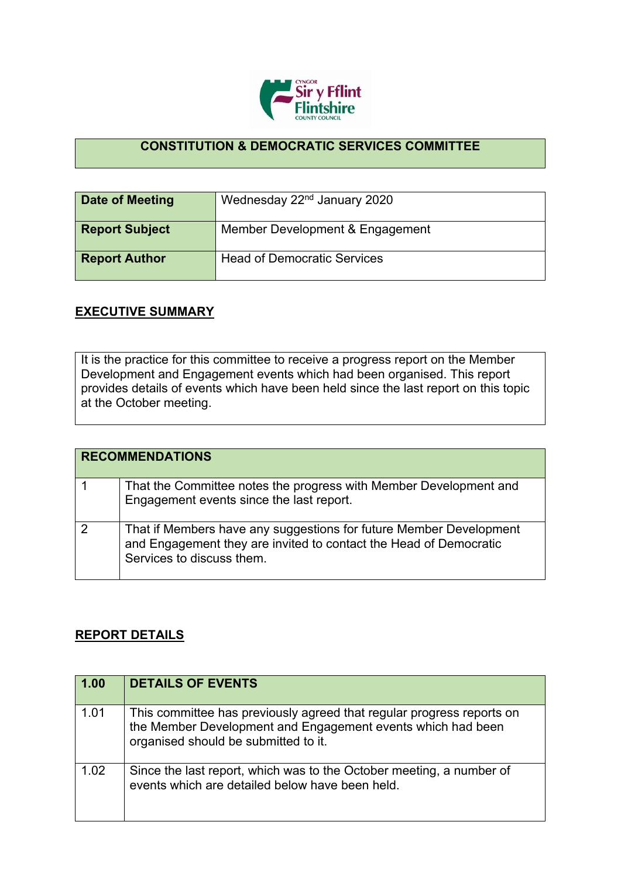## CONSTITUTION & DEMOCRATIC SERVICES COMMITTEE

| Date of Meeting | Wednesday 22nd January 2020 |
|---|---|
| Report Subject | Member Development & Engagement |
| Report Author | Head of Democratic Services |

## EXECUTIVE SUMMARY

It is the practice for this committee to receive a progress report on the Member Development and Engagement events which had been organised. This report provides details of events which have been held since the last report on this topic at the October meeting.

| RECOMMENDATIONS | |
|---|---|
| 1 | That the Committee notes the progress with Member Development and Engagement events since the last report. |
| 2 | That if Members have any suggestions for future Member Development and Engagement they are invited to contact the Head of Democratic Services to discuss them. |

## REPORT DETAILS

| 1.00 | DETAILS OF EVENTS |
|---|---|
| 1.01 | This committee has previously agreed that regular progress reports on the Member Development and Engagement events which had been organised should be submitted to it. |
| 1.02 | Since the last report, which was to the October meeting, a number of events which are detailed below have been held. |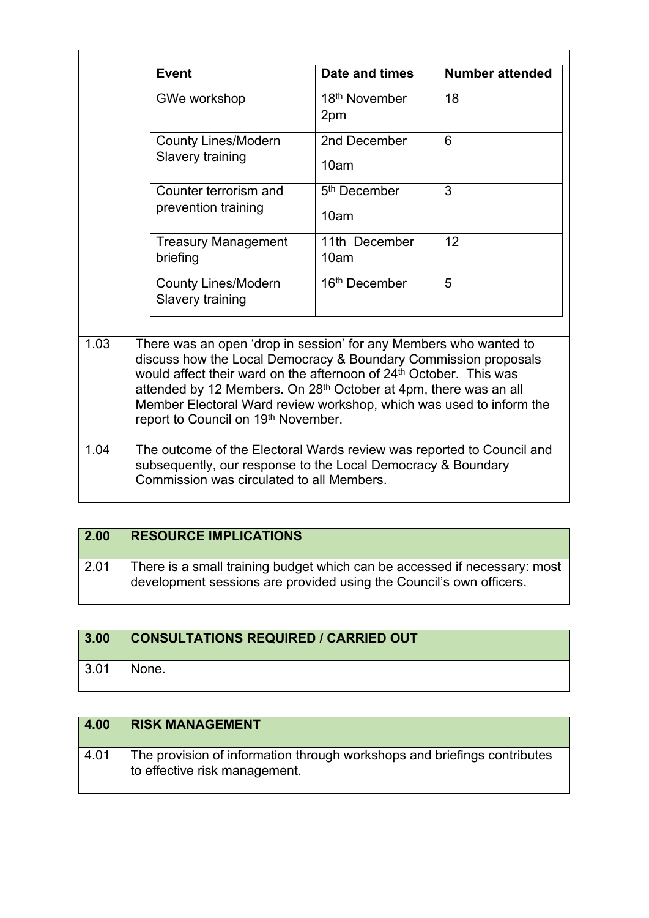| Event | Date and times | Number attended |
|---|---|---|
| GWe workshop | 18th November 2pm | 18 |
| County Lines/Modern Slavery training | 2nd December 10am | 6 |
| Counter terrorism and prevention training | 5th December 10am | 3 |
| Treasury Management briefing | 11th December 10am | 12 |
| County Lines/Modern Slavery training | 16th December | 5 |

| | |
|---|---|
| 1.03 | There was an open 'drop in session' for any Members who wanted to discuss how the Local Democracy & Boundary Commission proposals would affect their ward on the afternoon of 24th October. This was attended by 12 Members. On 28th October at 4pm, there was an all Member Electoral Ward review workshop, which was used to inform the report to Council on 19th November. |
| 1.04 | The outcome of the Electoral Wards review was reported to Council and subsequently, our response to the Local Democracy & Boundary Commission was circulated to all Members. |

| 2.00 | RESOURCE IMPLICATIONS |
|---|---|
| 2.01 | There is a small training budget which can be accessed if necessary: most development sessions are provided using the Council's own officers. |

| 3.00 | CONSULTATIONS REQUIRED / CARRIED OUT |
|---|---|
| 3.01 | None. |

| 4.00 | RISK MANAGEMENT |
|---|---|
| 4.01 | The provision of information through workshops and briefings contributes to effective risk management. |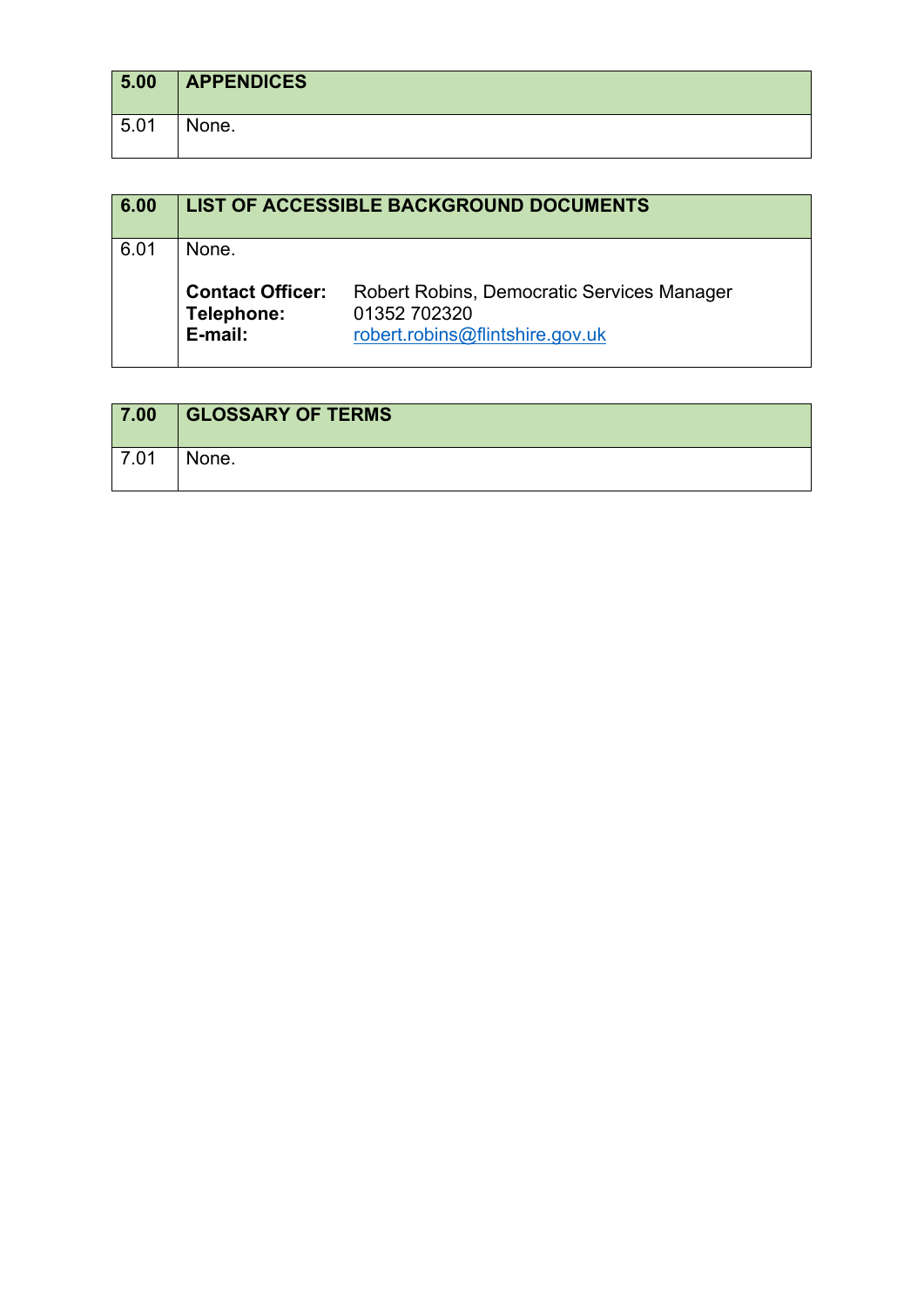| 5.00 | APPENDICES |
|---|---|
| 5.01 | None. |

| 6.00 | LIST OF ACCESSIBLE BACKGROUND DOCUMENTS |
|---|---|
| 6.01 | None.<br><br>**Contact Officer:** Robert Robins, Democratic Services Manager<br>**Telephone:** 01352 702320<br>**E-mail:** robert.robins@flintshire.gov.uk |

| 7.00 | GLOSSARY OF TERMS |
|---|---|
| 7.01 | None. |